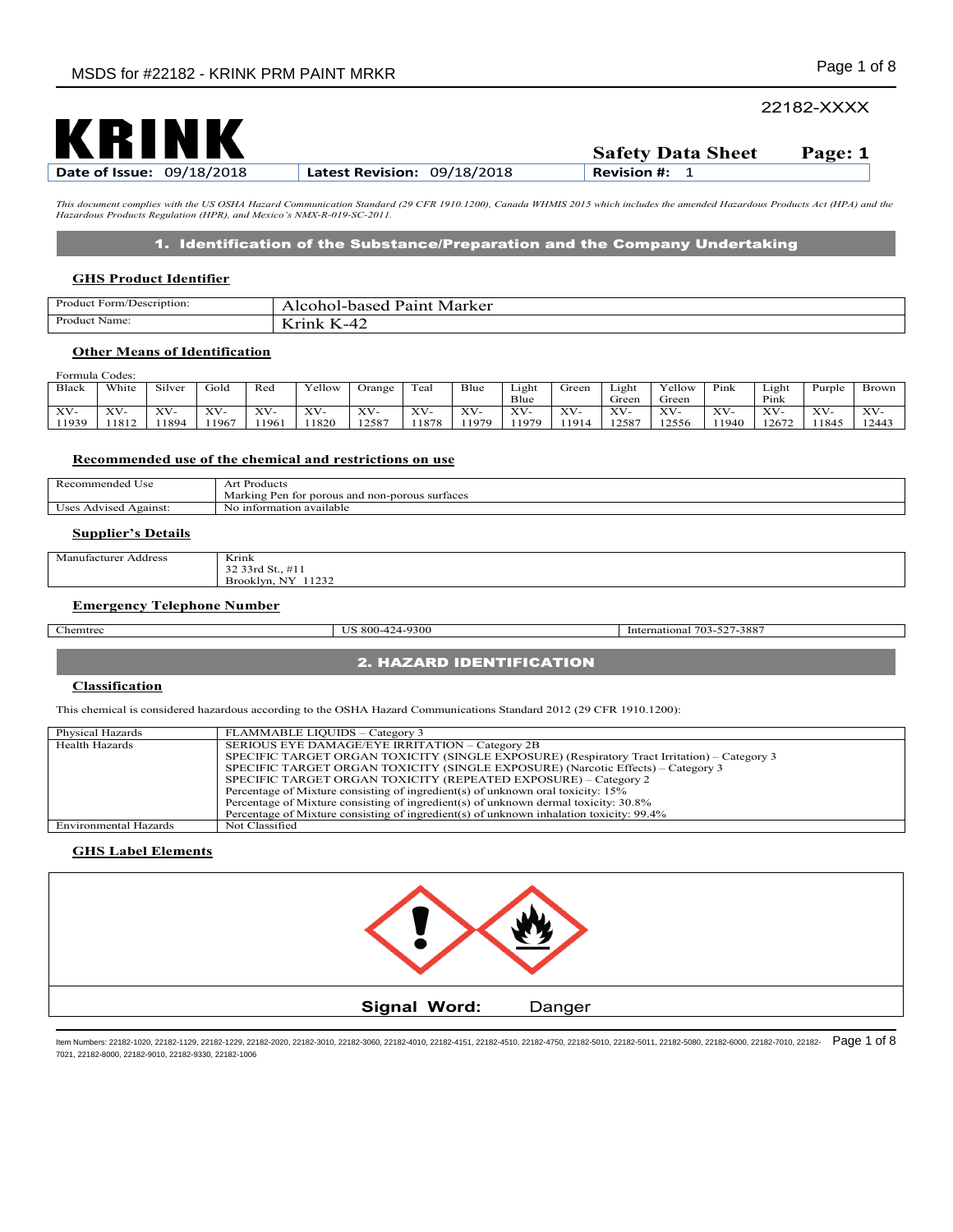22182-XXXX

# KRINK

**Safety Data Sheet** **Page: 1**

| Date of Issue: 09/18/2018 | Latest Revision: 09/18/2018 | Revision #: 1 |
|---|---|---|

*This document complies with the US OSHA Hazard Communication Standard (29 CFR 1910.1200), Canada WHMIS 2015 which includes the amended Hazardous Products Act (HPA) and the Hazardous Products Regulation (HPR), and Mexico's NMX-R-019-SC-2011.*

## 1. Identification of the Substance/Preparation and the Company Undertaking

### GHS Product Identifier

| Product Form/Description: | Alcohol-based Paint Marker |
|---|---|
| Product Name: | Krink K-42 |

### Other Means of Identification

Formula Codes:

| Black | White | Silver | Gold | Red | Yellow | Orange | Teal | Blue | Light Blue | Green | Light Green | Yellow Green | Pink | Light Pink | Purple | Brown |
|---|---|---|---|---|---|---|---|---|---|---|---|---|---|---|---|---|
| XV-11939 | XV-11812 | XV-11894 | XV-11967 | XV-11961 | XV-11820 | XV-12587 | XV-11878 | XV-11979 | XV-11979 | XV-11914 | XV-12587 | XV-12556 | XV-11940 | XV-12672 | XV-11845 | XV-12443 |

### Recommended use of the chemical and restrictions on use

| Recommended Use | Art Products<br>Marking Pen for porous and non-porous surfaces |
|---|---|
| Uses Advised Against: | No information available |

### Supplier's Details

| Manufacturer Address | Krink<br>32 33rd St., #11<br>Brooklyn, NY 11232 |
|---|---|

### Emergency Telephone Number

| Chemtrec | US 800-424-9300 | International 703-527-3887 |
|---|---|---|

## 2. HAZARD IDENTIFICATION

### Classification

This chemical is considered hazardous according to the OSHA Hazard Communications Standard 2012 (29 CFR 1910.1200):

| Physical Hazards | FLAMMABLE LIQUIDS – Category 3 |
|---|---|
| Health Hazards | SERIOUS EYE DAMAGE/EYE IRRITATION – Category 2B<br>SPECIFIC TARGET ORGAN TOXICITY (SINGLE EXPOSURE) (Respiratory Tract Irritation) – Category 3<br>SPECIFIC TARGET ORGAN TOXICITY (SINGLE EXPOSURE) (Narcotic Effects) – Category 3<br>SPECIFIC TARGET ORGAN TOXICITY (REPEATED EXPOSURE) – Category 2<br>Percentage of Mixture consisting of ingredient(s) of unknown oral toxicity: 15%<br>Percentage of Mixture consisting of ingredient(s) of unknown dermal toxicity: 30.8%<br>Percentage of Mixture consisting of ingredient(s) of unknown inhalation toxicity: 99.4% |
| Environmental Hazards | Not Classified |

### GHS Label Elements

**Signal Word:** Danger

Item Numbers: 22182-1020, 22182-1129, 22182-1229, 22182-2020, 22182-3010, 22182-3060, 22182-4010, 22182-4151, 22182-4510, 22182-4750, 22182-5010, 22182-5011, 22182-5080, 22182-6000, 22182-7010, 22182-7021, 22182-8000, 22182-9010, 22182-9330, 22182-1006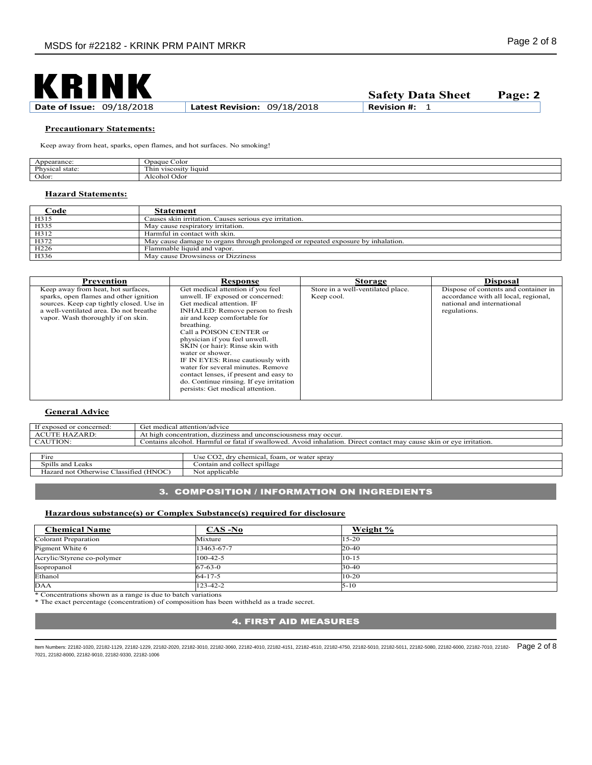**KRINK**

| Safety Data Sheet | | Page: 2 |
|---|---|---|
| Date of Issue: 09/18/2018 | Latest Revision: 09/18/2018 | Revision #: 1 |

### Precautionary Statements:

Keep away from heat, sparks, open flames, and hot surfaces. No smoking!

| | |
|---|---|
| Appearance: | Opaque Color |
| Physical state: | Thin viscosity liquid |
| Odor: | Alcohol Odor |

### Hazard Statements:

| Code | Statement |
|---|---|
| H315 | Causes skin irritation. Causes serious eye irritation. |
| H335 | May cause respiratory irritation. |
| H312 | Harmful in contact with skin. |
| H372 | May cause damage to organs through prolonged or repeated exposure by inhalation. |
| H226 | Flammable liquid and vapor. |
| H336 | May cause Drowsiness or Dizziness |

| Prevention | Response | Storage | Disposal |
|---|---|---|---|
| Keep away from heat, hot surfaces, sparks, open flames and other ignition sources. Keep cap tightly closed. Use in a well-ventilated area. Do not breathe vapor. Wash thoroughly if on skin. | Get medical attention if you feel unwell. IF exposed or concerned: Get medical attention. IF INHALED: Remove person to fresh air and keep comfortable for breathing. Call a POISON CENTER or physician if you feel unwell. SKIN (or hair): Rinse skin with water or shower. IF IN EYES: Rinse cautiously with water for several minutes. Remove contact lenses, if present and easy to do. Continue rinsing. If eye irritation persists: Get medical attention. | Store in a well-ventilated place. Keep cool. | Dispose of contents and container in accordance with all local, regional, national and international regulations. |

### General Advice

| | |
|---|---|
| If exposed or concerned: | Get medical attention/advice |
| ACUTE HAZARD: | At high concentration, dizziness and unconsciousness may occur. |
| CAUTION: | Contains alcohol. Harmful or fatal if swallowed. Avoid inhalation. Direct contact may cause skin or eye irritation. |

| | |
|---|---|
| Fire | Use $CO_2$, dry chemical, foam, or water spray |
| Spills and Leaks | Contain and collect spillage |
| Hazard not Otherwise Classified (HNOC) | Not applicable |

## 3. COMPOSITION / INFORMATION ON INGREDIENTS

### Hazardous substance(s) or Complex Substance(s) required for disclosure

| Chemical Name | CAS -No | Weight % |
|---|---|---|
| Colorant Preparation | Mixture | 15-20 |
| Pigment White 6 | 13463-67-7 | 20-40 |
| Acrylic/Styrene co-polymer | 100-42-5 | 10-15 |
| Isopropanol | 67-63-0 | 30-40 |
| Ethanol | 64-17-5 | 10-20 |
| DAA | 123-42-2 | 5-10 |

* Concentrations shown as a range is due to batch variations
* The exact percentage (concentration) of composition has been withheld as a trade secret.

## 4. FIRST AID MEASURES

Item Numbers: 22182-1020, 22182-1129, 22182-1229, 22182-2020, 22182-3010, 22182-3060, 22182-4010, 22182-4151, 22182-4510, 22182-4750, 22182-5010, 22182-5011, 22182-5080, 22182-6000, 22182-7010, 22182-7021, 22182-8000, 22182-9010, 22182-9330, 22182-1006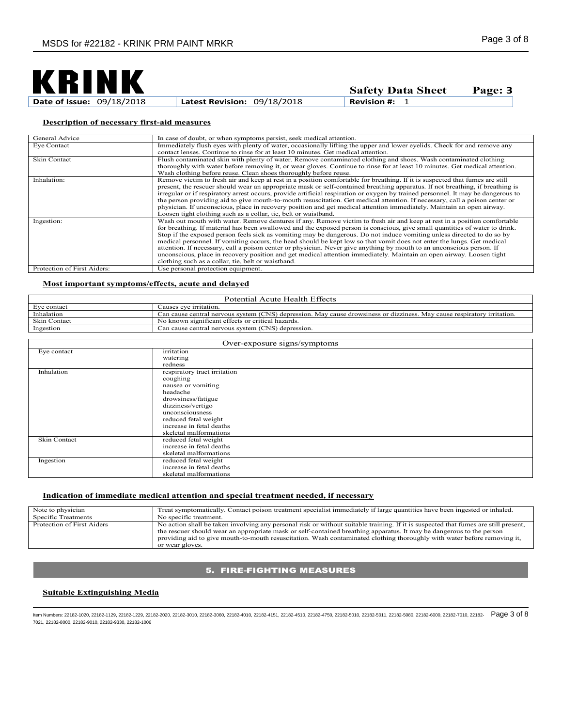**KRINK**

**Safety Data Sheet** **Page: 3**

| **Date of Issue:** 09/18/2018 | **Latest Revision:** 09/18/2018 | **Revision #:** 1 |
|---|---|---|

**Description of necessary first-aid measures**

| | |
|---|---|
| General Advice | In case of doubt, or when symptoms persist, seek medical attention. |
| Eye Contact | Immediately flush eyes with plenty of water, occasionally lifting the upper and lower eyelids. Check for and remove any contact lenses. Continue to rinse for at least 10 minutes. Get medical attention. |
| Skin Contact | Flush contaminated skin with plenty of water. Remove contaminated clothing and shoes. Wash contaminated clothing thoroughly with water before removing it, or wear gloves. Continue to rinse for at least 10 minutes. Get medical attention. Wash clothing before reuse. Clean shoes thoroughly before reuse. |
| Inhalation: | Remove victim to fresh air and keep at rest in a position comfortable for breathing. If it is suspected that fumes are still present, the rescuer should wear an appropriate mask or self-contained breathing apparatus. If not breathing, if breathing is irregular or if respiratory arrest occurs, provide artificial respiration or oxygen by trained personnel. It may be dangerous to the person providing aid to give mouth-to-mouth resuscitation. Get medical attention. If necessary, call a poison center or physician. If unconscious, place in recovery position and get medical attention immediately. Maintain an open airway. Loosen tight clothing such as a collar, tie, belt or waistband. |
| Ingestion: | Wash out mouth with water. Remove dentures if any. Remove victim to fresh air and keep at rest in a position comfortable for breathing. If material has been swallowed and the exposed person is conscious, give small quantities of water to drink. Stop if the exposed person feels sick as vomiting may be dangerous. Do not induce vomiting unless directed to do so by medical personnel. If vomiting occurs, the head should be kept low so that vomit does not enter the lungs. Get medical attention. If necessary, call a poison center or physician. Never give anything by mouth to an unconscious person. If unconscious, place in recovery position and get medical attention immediately. Maintain an open airway. Loosen tight clothing such as a collar, tie, belt or waistband. |
| Protection of First Aiders: | Use personal protection equipment. |

**Most important symptoms/effects, acute and delayed**

| Potential Acute Health Effects | |
|---|---|
| Eye contact | Causes eye irritation. |
| Inhalation | Can cause central nervous system (CNS) depression. May cause drowsiness or dizziness. May cause respiratory irritation. |
| Skin Contact | No known significant effects or critical hazards. |
| Ingestion | Can cause central nervous system (CNS) depression. |

| Over-exposure signs/symptoms | |
|---|---|
| Eye contact | irritation<br>watering<br>redness |
| Inhalation | respiratory tract irritation<br>coughing<br>nausea or vomiting<br>headache<br>drowsiness/fatigue<br>dizziness/vertigo<br>unconsciousness<br>reduced fetal weight<br>increase in fetal deaths<br>skeletal malformations |
| Skin Contact | reduced fetal weight<br>increase in fetal deaths<br>skeletal malformations |
| Ingestion | reduced fetal weight<br>increase in fetal deaths<br>skeletal malformations |

**Indication of immediate medical attention and special treatment needed, if necessary**

| | |
|---|---|
| Note to physician | Treat symptomatically. Contact poison treatment specialist immediately if large quantities have been ingested or inhaled. |
| Specific Treatments | No specific treatment. |
| Protection of First Aiders | No action shall be taken involving any personal risk or without suitable training. If it is suspected that fumes are still present, the rescuer should wear an appropriate mask or self-contained breathing apparatus. It may be dangerous to the person providing aid to give mouth-to-mouth resuscitation. Wash contaminated clothing thoroughly with water before removing it, or wear gloves. |

## 5. FIRE-FIGHTING MEASURES

**Suitable Extinguishing Media**

Item Numbers: 22182-1020, 22182-1129, 22182-1229, 22182-2020, 22182-3010, 22182-3060, 22182-4010, 22182-4151, 22182-4510, 22182-4750, 22182-5010, 22182-5011, 22182-5080, 22182-6000, 22182-7010, 22182-7021, 22182-8000, 22182-9010, 22182-9330, 22182-1006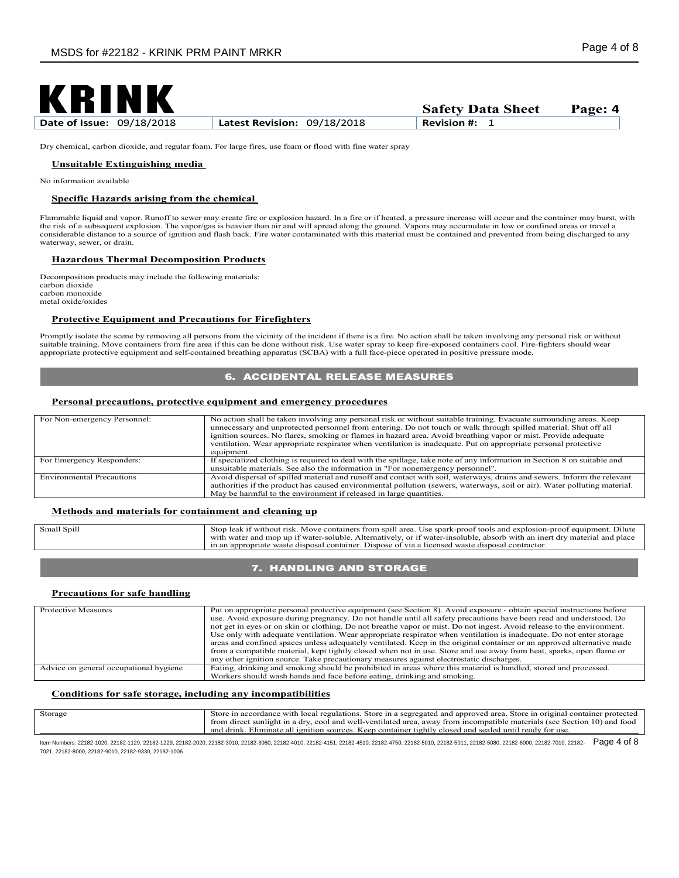Dry chemical, carbon dioxide, and regular foam. For large fires, use foam or flood with fine water spray

### Unsuitable Extinguishing media

No information available

### Specific Hazards arising from the chemical

Flammable liquid and vapor. Runoff to sewer may create fire or explosion hazard. In a fire or if heated, a pressure increase will occur and the container may burst, with the risk of a subsequent explosion. The vapor/gas is heavier than air and will spread along the ground. Vapors may accumulate in low or confined areas or travel a considerable distance to a source of ignition and flash back. Fire water contaminated with this material must be contained and prevented from being discharged to any waterway, sewer, or drain.

### Hazardous Thermal Decomposition Products

Decomposition products may include the following materials:
carbon dioxide
carbon monoxide
metal oxide/oxides

### Protective Equipment and Precautions for Firefighters

Promptly isolate the scene by removing all persons from the vicinity of the incident if there is a fire. No action shall be taken involving any personal risk or without suitable training. Move containers from fire area if this can be done without risk. Use water spray to keep fire-exposed containers cool. Fire-fighters should wear appropriate protective equipment and self-contained breathing apparatus (SCBA) with a full face-piece operated in positive pressure mode.

## 6. ACCIDENTAL RELEASE MEASURES

### Personal precautions, protective equipment and emergency procedures

| | |
|---|---|
| For Non-emergency Personnel: | No action shall be taken involving any personal risk or without suitable training. Evacuate surrounding areas. Keep unnecessary and unprotected personnel from entering. Do not touch or walk through spilled material. Shut off all ignition sources. No flares, smoking or flames in hazard area. Avoid breathing vapor or mist. Provide adequate ventilation. Wear appropriate respirator when ventilation is inadequate. Put on appropriate personal protective equipment. |
| For Emergency Responders: | If specialized clothing is required to deal with the spillage, take note of any information in Section 8 on suitable and unsuitable materials. See also the information in "For nonemergency personnel". |
| Environmental Precautions | Avoid dispersal of spilled material and runoff and contact with soil, waterways, drains and sewers. Inform the relevant authorities if the product has caused environmental pollution (sewers, waterways, soil or air). Water polluting material. May be harmful to the environment if released in large quantities. |

### Methods and materials for containment and cleaning up

| | |
|---|---|
| Small Spill | Stop leak if without risk. Move containers from spill area. Use spark-proof tools and explosion-proof equipment. Dilute with water and mop up if water-soluble. Alternatively, or if water-insoluble, absorb with an inert dry material and place in an appropriate waste disposal container. Dispose of via a licensed waste disposal contractor. |

## 7. HANDLING AND STORAGE

### Precautions for safe handling

| | |
|---|---|
| Protective Measures | Put on appropriate personal protective equipment (see Section 8). Avoid exposure - obtain special instructions before use. Avoid exposure during pregnancy. Do not handle until all safety precautions have been read and understood. Do not get in eyes or on skin or clothing. Do not breathe vapor or mist. Do not ingest. Avoid release to the environment. Use only with adequate ventilation. Wear appropriate respirator when ventilation is inadequate. Do not enter storage areas and confined spaces unless adequately ventilated. Keep in the original container or an approved alternative made from a compatible material, kept tightly closed when not in use. Store and use away from heat, sparks, open flame or any other ignition source. Take precautionary measures against electrostatic discharges. |
| Advice on general occupational hygiene | Eating, drinking and smoking should be prohibited in areas where this material is handled, stored and processed. Workers should wash hands and face before eating, drinking and smoking. |

### Conditions for safe storage, including any incompatibilities

| | |
|---|---|
| Storage | Store in accordance with local regulations. Store in a segregated and approved area. Store in original container protected from direct sunlight in a dry, cool and well-ventilated area, away from incompatible materials (see Section 10) and food and drink. Eliminate all ignition sources. Keep container tightly closed and sealed until ready for use. |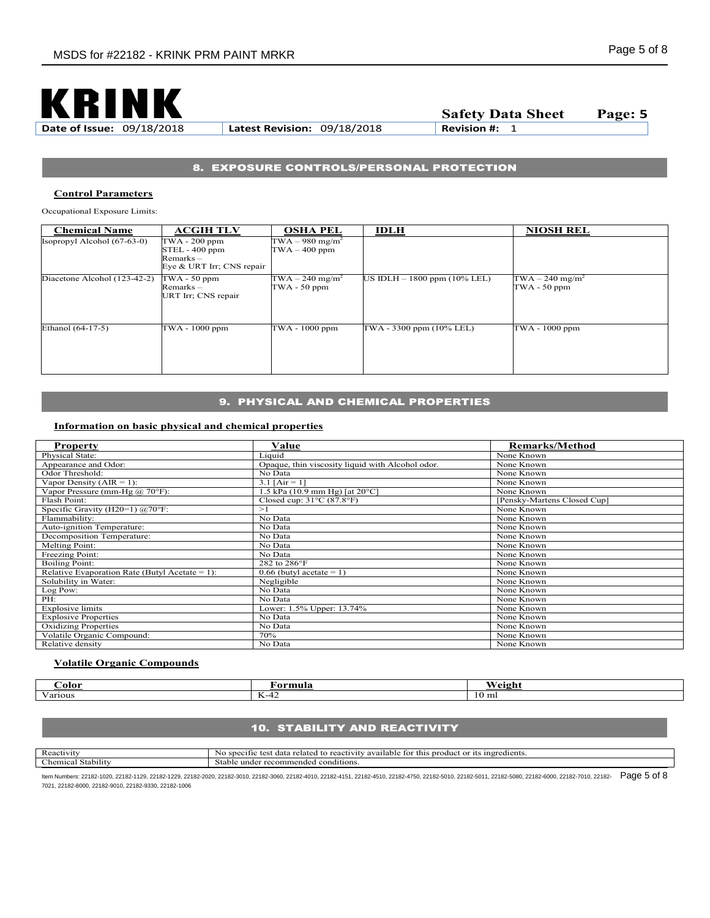# KRINK

**Safety Data Sheet** **Page: 5**

| Date of Issue: 09/18/2018 | Latest Revision: 09/18/2018 | Revision #: 1 |
|---|---|---|

## 8. EXPOSURE CONTROLS/PERSONAL PROTECTION

### Control Parameters

Occupational Exposure Limits:

| Chemical Name | ACGIH TLV | OSHA PEL | IDLH | NIOSH REL |
|---|---|---|---|---|
| Isopropyl Alcohol (67-63-0) | TWA - 200 ppm<br>STEL - 400 ppm<br>Remarks –<br>Eye & URT Irr; CNS repair | TWA – 980 $mg/m^2$<br>TWA – 400 ppm | | |
| Diacetone Alcohol (123-42-2) | TWA - 50 ppm<br>Remarks –<br>URT Irr; CNS repair | TWA – 240 $mg/m^2$<br>TWA - 50 ppm | US IDLH – 1800 ppm (10% LEL) | TWA – 240 $mg/m^2$<br>TWA - 50 ppm |
| Ethanol (64-17-5) | TWA - 1000 ppm | TWA - 1000 ppm | TWA - 3300 ppm (10% LEL) | TWA - 1000 ppm |

## 9. PHYSICAL AND CHEMICAL PROPERTIES

### Information on basic physical and chemical properties

| Property | Value | Remarks/Method |
|---|---|---|
| Physical State: | Liquid | None Known |
| Appearance and Odor: | Opaque, thin viscosity liquid with Alcohol odor. | None Known |
| Odor Threshold: | No Data | None Known |
| Vapor Density (AIR = 1): | 3.1 [Air = 1] | None Known |
| Vapor Pressure (mm-Hg @ 70°F): | 1.5 kPa (10.9 mm Hg) [at 20°C] | None Known |
| Flash Point: | Closed cup: 31°C (87.8°F) | [Pensky-Martens Closed Cup] |
| Specific Gravity (H20=1) @70°F: | >1 | None Known |
| Flammability: | No Data | None Known |
| Auto-ignition Temperature: | No Data | None Known |
| Decomposition Temperature: | No Data | None Known |
| Melting Point: | No Data | None Known |
| Freezing Point: | No Data | None Known |
| Boiling Point: | 282 to 286°F | None Known |
| Relative Evaporation Rate (Butyl Acetate = 1): | 0.66 (butyl acetate = 1) | None Known |
| Solubility in Water: | Negligible | None Known |
| Log Pow: | No Data | None Known |
| PH: | No Data | None Known |
| Explosive limits | Lower: 1.5% Upper: 13.74% | None Known |
| Explosive Properties | No Data | None Known |
| Oxidizing Properties | No Data | None Known |
| Volatile Organic Compound: | 70% | None Known |
| Relative density | No Data | None Known |

### Volatile Organic Compounds

| Color | Formula | Weight |
|---|---|---|
| Various | K-42 | 10 ml |

## 10. STABILITY AND REACTIVITY

| | |
|---|---|
| Reactivity | No specific test data related to reactivity available for this product or its ingredients. |
| Chemical Stability | Stable under recommended conditions. |

Item Numbers: 22182-1020, 22182-1129, 22182-1229, 22182-2020, 22182-3010, 22182-3060, 22182-4010, 22182-4151, 22182-4510, 22182-4750, 22182-5010, 22182-5011, 22182-5080, 22182-6000, 22182-7010, 22182-7021, 22182-8000, 22182-9010, 22182-9330, 22182-1006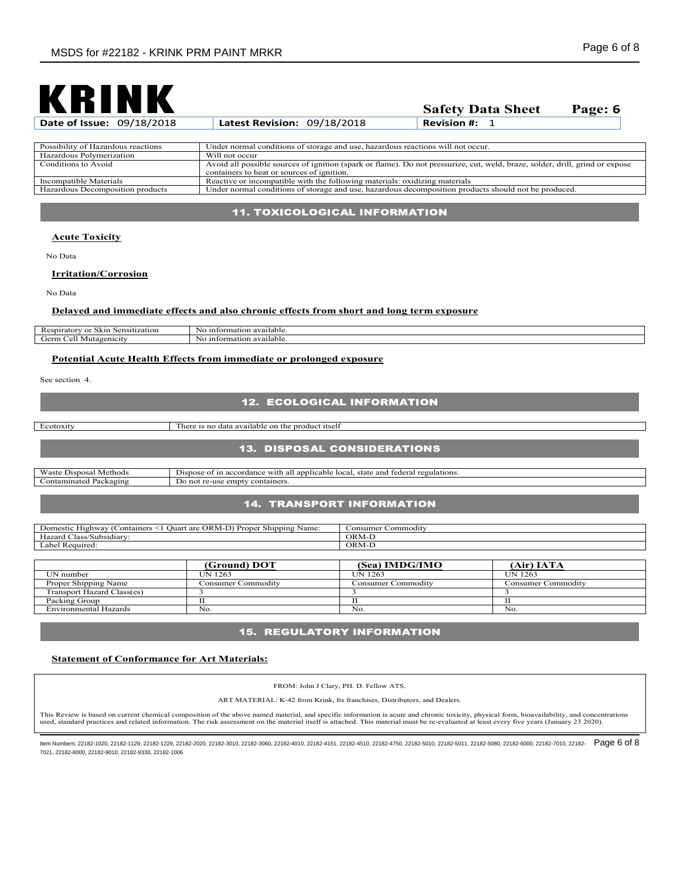KRINK

**Safety Data Sheet** **Page: 6**

| **Date of Issue:** 09/18/2018 | **Latest Revision:** 09/18/2018 | **Revision #:** 1 |
|---|---|---|

| | |
|---|---|
| Possibility of Hazardous reactions | Under normal conditions of storage and use, hazardous reactions will not occur. |
| Hazardous Polymerization | Will not occur |
| Conditions to Avoid | Avoid all possible sources of ignition (spark or flame). Do not pressurize, cut, weld, braze, solder, drill, grind or expose containers to heat or sources of ignition. |
| Incompatible Materials | Reactive or incompatible with the following materials: oxidizing materials |
| Hazardous Decomposition products | Under normal conditions of storage and use, hazardous decomposition products should not be produced. |

## 11. TOXICOLOGICAL INFORMATION

**Acute Toxicity**

No Data

**Irritation/Corrosion**

No Data

**Delayed and immediate effects and also chronic effects from short and long term exposure**

| | |
|---|---|
| Respiratory or Skin Sensitization | No information available. |
| Germ Cell Mutagenicity | No information available. |

**Potential Acute Health Effects from immediate or prolonged exposure**

See section 4.

## 12. ECOLOGICAL INFORMATION

| | |
|---|---|
| Ecotoxity | There is no data available on the product itself |

## 13. DISPOSAL CONSIDERATIONS

| | |
|---|---|
| Waste Disposal Methods | Dispose of in accordance with all applicable local, state and federal regulations. |
| Contaminated Packaging | Do not re-use empty containers. |

## 14. TRANSPORT INFORMATION

| | |
|---|---|
| Domestic Highway (Containers <1 Quart are ORM-D) Proper Shipping Name: | Consumer Commodity |
| Hazard Class/Subsidiary: | ORM-D |
| Label Required: | ORM-D |

| | (Ground) DOT | (Sea) IMDG/IMO | (Air) IATA |
|---|---|---|---|
| UN number | UN 1263 | UN 1263 | UN 1263 |
| Proper Shipping Name | Consumer Commodity | Consumer Commodity | Consumer Commodity |
| Transport Hazard Class(es) | 3 | 3 | 3 |
| Packing Group | II | II | II |
| Environmental Hazards | No. | No. | No. |

## 15. REGULATORY INFORMATION

**Statement of Conformance for Art Materials:**

FROM: John J Clary, PH. D. Fellow ATS.

ART MATERIAL: K-42 from Krink, Its franchises, Distributors, and Dealers.

This Review is based on current chemical composition of the above named material, and specific information is acute and chronic toxicity, physical form, bioavailability, and concentrations used, standard practices and related information. The risk assessment on the material itself is attached. This material must be re-evaluated at least every five years (January 23 2020).

Item Numbers: 22182-1020, 22182-1129, 22182-1229, 22182-2020, 22182-3010, 22182-3060, 22182-4010, 22182-4151, 22182-4510, 22182-4750, 22182-5010, 22182-5011, 22182-5080, 22182-6000, 22182-7010, 22182-7021, 22182-8000, 22182-9010, 22182-9330, 22182-1006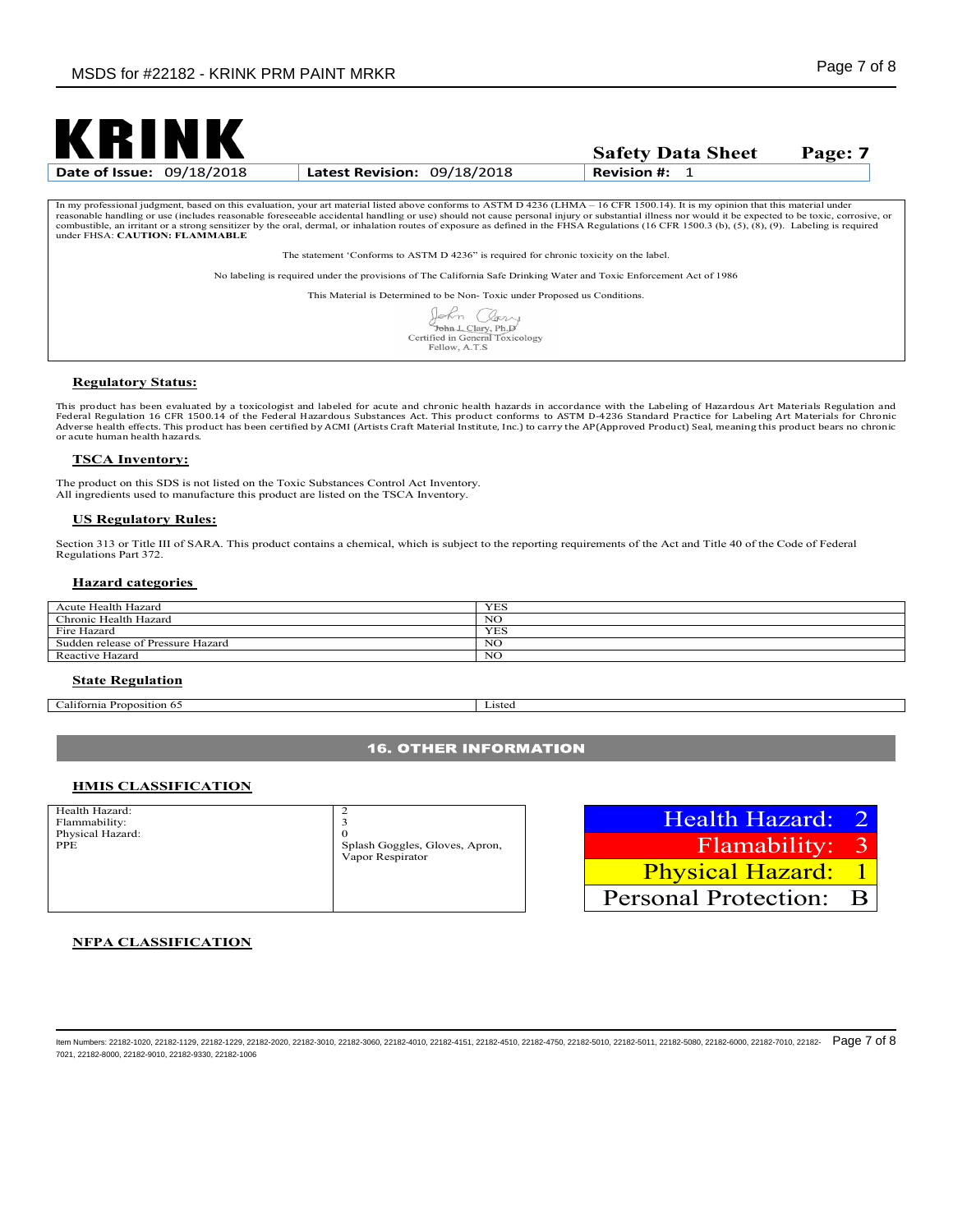# KRINK

**Safety Data Sheet** **Page: 7**

| Date of Issue: 09/18/2018 | Latest Revision: 09/18/2018 | Revision #: 1 |
|---|---|---|

In my professional judgment, based on this evaluation, your art material listed above conforms to ASTM D 4236 (LHMA – 16 CFR 1500.14). It is my opinion that this material under reasonable handling or use (includes reasonable foreseeable accidental handling or use) should not cause personal injury or substantial illness nor would it be expected to be toxic, corrosive, or combustible, an irritant or a strong sensitizer by the oral, dermal, or inhalation routes of exposure as defined in the FHSA Regulations (16 CFR 1500.3 (b), (5), (8), (9). Labeling is required under FHSA: **CAUTION: FLAMMABLE**

The statement 'Conforms to ASTM D 4236" is required for chronic toxicity on the label.

No labeling is required under the provisions of The California Safe Drinking Water and Toxic Enforcement Act of 1986

This Material is Determined to be Non- Toxic under Proposed us Conditions.

John L Clary, Ph.D
Certified in General Toxicology
Fellow, A.T.S

### Regulatory Status:

This product has been evaluated by a toxicologist and labeled for acute and chronic health hazards in accordance with the Labeling of Hazardous Art Materials Regulation and Federal Regulation 16 CFR 1500.14 of the Federal Hazardous Substances Act. This product conforms to ASTM D-4236 Standard Practice for Labeling Art Materials for Chronic Adverse health effects. This product has been certified by ACMI (Artists Craft Material Institute, Inc.) to carry the AP(Approved Product) Seal, meaning this product bears no chronic or acute human health hazards.

### TSCA Inventory:

The product on this SDS is not listed on the Toxic Substances Control Act Inventory.
All ingredients used to manufacture this product are listed on the TSCA Inventory.

### US Regulatory Rules:

Section 313 or Title III of SARA. This product contains a chemical, which is subject to the reporting requirements of the Act and Title 40 of the Code of Federal Regulations Part 372.

### Hazard categories

| Hazard | |
|---|---|
| Acute Health Hazard | YES |
| Chronic Health Hazard | NO |
| Fire Hazard | YES |
| Sudden release of Pressure Hazard | NO |
| Reactive Hazard | NO |

### State Regulation

| Regulation | Status |
|---|---|
| California Proposition 65 | Listed |

## 16. OTHER INFORMATION

### HMIS CLASSIFICATION

| Category | Rating |
|---|---|
| Health Hazard: | 2 |
| Flammability: | 3 |
| Physical Hazard: | 0 |
| PPE | Splash Goggles, Gloves, Apron, Vapor Respirator |

| | |
|---|---|
| Health Hazard: | 2 |
| Flamability: | 3 |
| Physical Hazard: | 1 |
| Personal Protection: | B |

### NFPA CLASSIFICATION

Item Numbers: 22182-1020, 22182-1129, 22182-1229, 22182-2020, 22182-3010, 22182-3060, 22182-4010, 22182-4151, 22182-4510, 22182-4750, 22182-5010, 22182-5011, 22182-5080, 22182-6000, 22182-7010, 22182-7021, 22182-8000, 22182-9010, 22182-9330, 22182-1006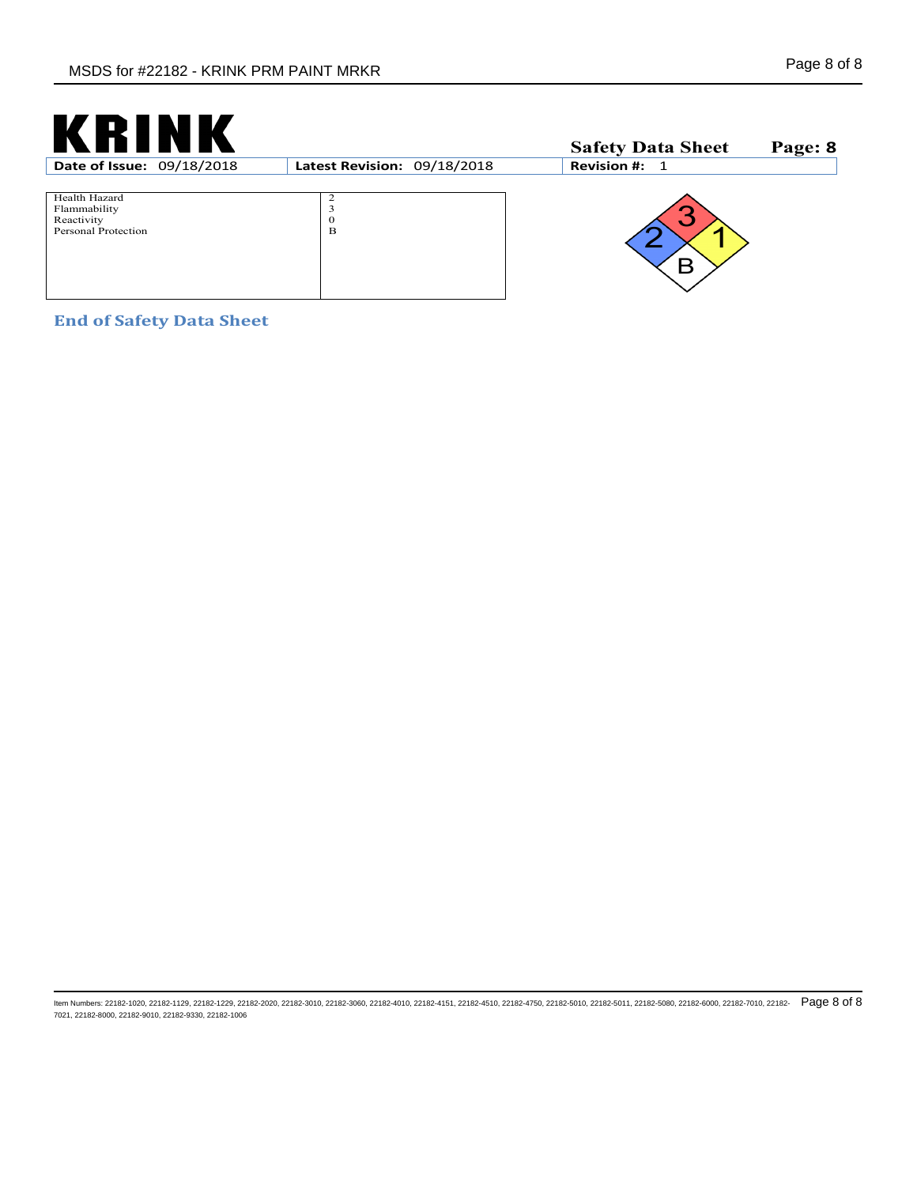# KRINK

**Safety Data Sheet** **Page: 8**

| | | |
|---|---|---|
| **Date of Issue:** 09/18/2018 | **Latest Revision:** 09/18/2018 | **Revision #:** 1 |

| | |
|---|---|
| Health Hazard | 2 |
| Flammability | 3 |
| Reactivity | 0 |
| Personal Protection | B |

3
2 1
B

**End of Safety Data Sheet**

Item Numbers: 22182-1020, 22182-1129, 22182-1229, 22182-2020, 22182-3010, 22182-3060, 22182-4010, 22182-4151, 22182-4510, 22182-4750, 22182-5010, 22182-5011, 22182-5080, 22182-6000, 22182-7010, 22182-7021, 22182-8000, 22182-9010, 22182-9330, 22182-1006